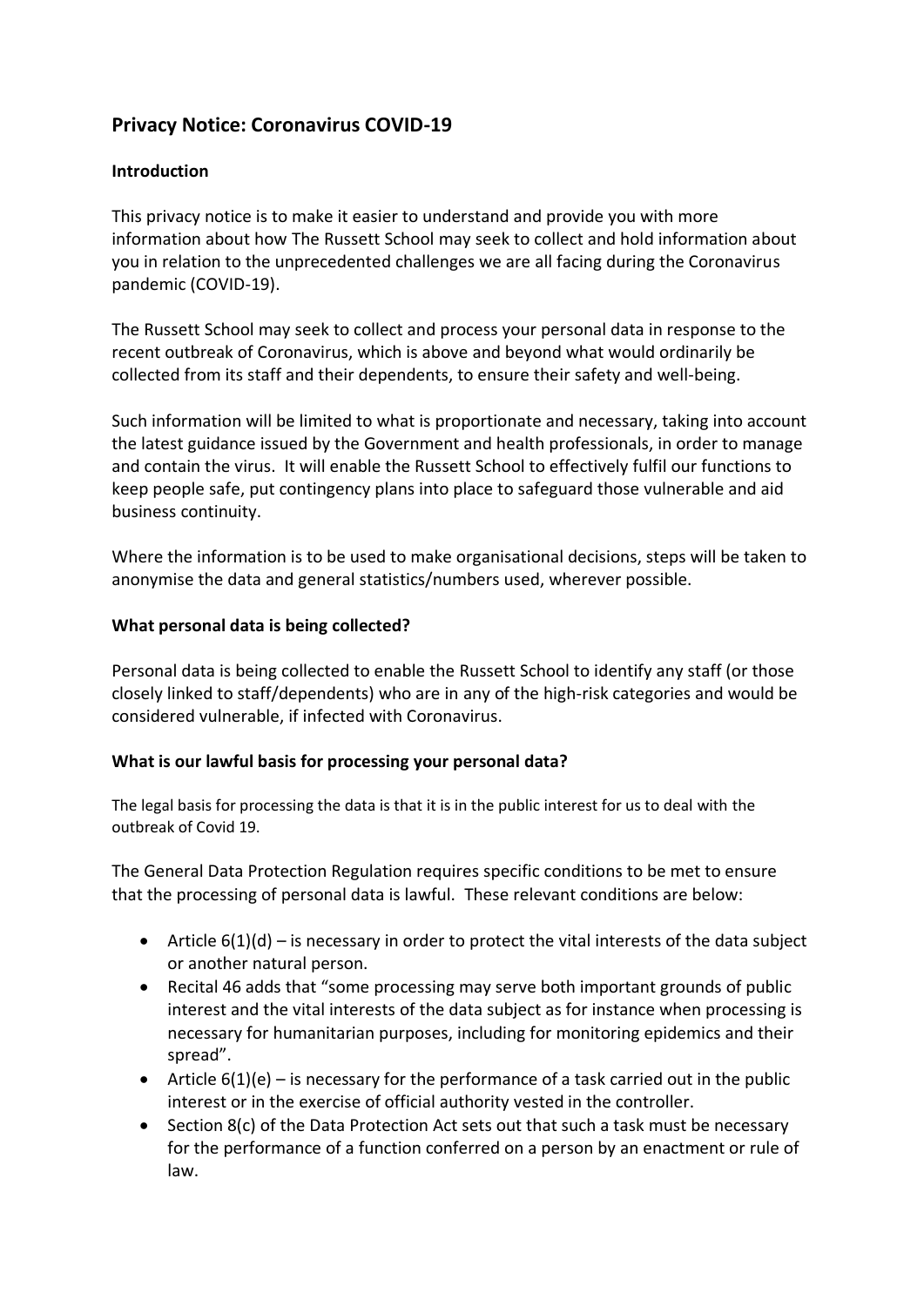## Privacy Notice: Coronavirus COVID-19

### Introduction

This privacy notice is to make it easier to understand and provide you with more information about how The Russett School may seek to collect and hold information about you in relation to the unprecedented challenges we are all facing during the Coronavirus pandemic (COVID-19).

The Russett School may seek to collect and process your personal data in response to the recent outbreak of Coronavirus, which is above and beyond what would ordinarily be collected from its staff and their dependents, to ensure their safety and well-being.

Such information will be limited to what is proportionate and necessary, taking into account the latest guidance issued by the Government and health professionals, in order to manage and contain the virus. It will enable the Russett School to effectively fulfil our functions to keep people safe, put contingency plans into place to safeguard those vulnerable and aid business continuity.

Where the information is to be used to make organisational decisions, steps will be taken to anonymise the data and general statistics/numbers used, wherever possible.

### What personal data is being collected?

Personal data is being collected to enable the Russett School to identify any staff (or those closely linked to staff/dependents) who are in any of the high-risk categories and would be considered vulnerable, if infected with Coronavirus.

### What is our lawful basis for processing your personal data?

The legal basis for processing the data is that it is in the public interest for us to deal with the outbreak of Covid 19.

The General Data Protection Regulation requires specific conditions to be met to ensure that the processing of personal data is lawful. These relevant conditions are below:

- Article 6(1)(d) – is necessary in order to protect the vital interests of the data subject or another natural person.
- Recital 46 adds that "some processing may serve both important grounds of public interest and the vital interests of the data subject as for instance when processing is necessary for humanitarian purposes, including for monitoring epidemics and their spread".
- Article 6(1)(e) – is necessary for the performance of a task carried out in the public interest or in the exercise of official authority vested in the controller.
- Section 8(c) of the Data Protection Act sets out that such a task must be necessary for the performance of a function conferred on a person by an enactment or rule of law.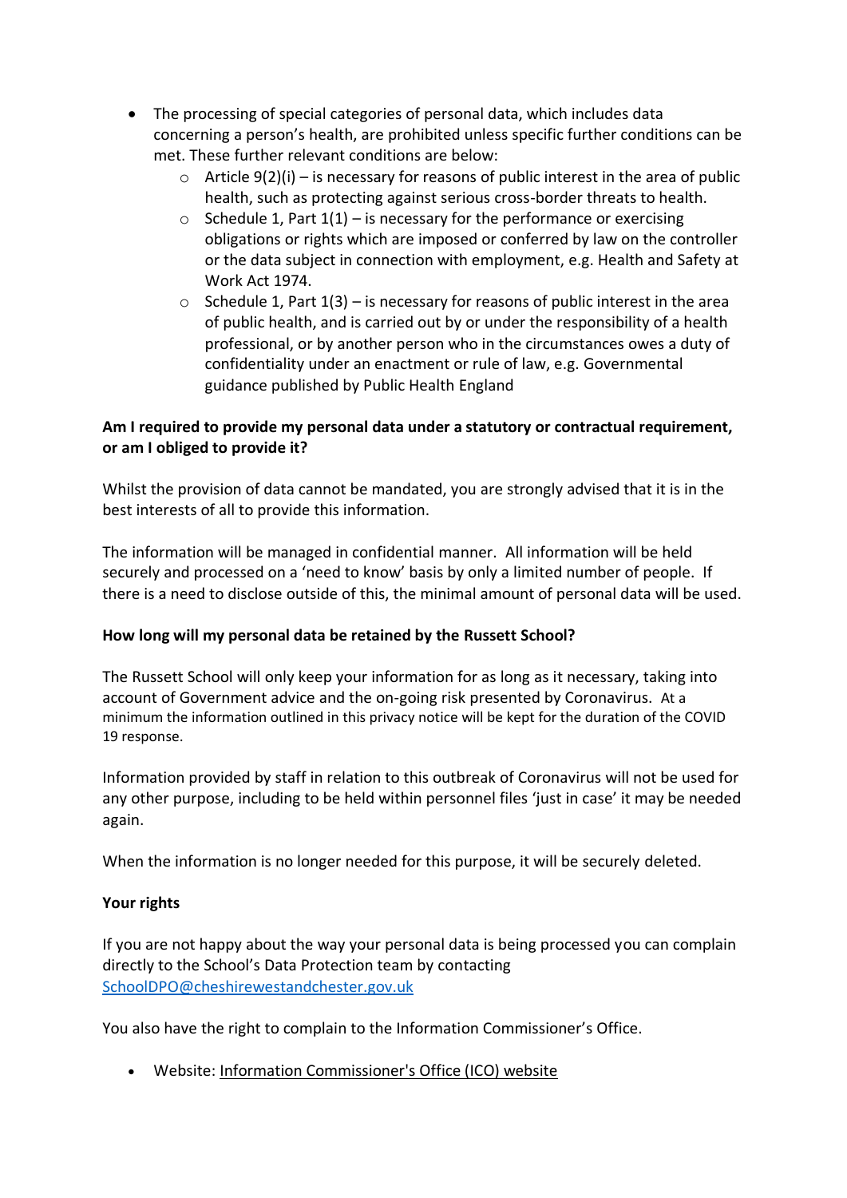- The processing of special categories of personal data, which includes data concerning a person's health, are prohibited unless specific further conditions can be met. These further relevant conditions are below:
  - Article 9(2)(i) – is necessary for reasons of public interest in the area of public health, such as protecting against serious cross-border threats to health.
  - Schedule 1, Part 1(1) – is necessary for the performance or exercising obligations or rights which are imposed or conferred by law on the controller or the data subject in connection with employment, e.g. Health and Safety at Work Act 1974.
  - Schedule 1, Part 1(3) – is necessary for reasons of public interest in the area of public health, and is carried out by or under the responsibility of a health professional, or by another person who in the circumstances owes a duty of confidentiality under an enactment or rule of law, e.g. Governmental guidance published by Public Health England

**Am I required to provide my personal data under a statutory or contractual requirement, or am I obliged to provide it?**

Whilst the provision of data cannot be mandated, you are strongly advised that it is in the best interests of all to provide this information.

The information will be managed in confidential manner. All information will be held securely and processed on a 'need to know' basis by only a limited number of people. If there is a need to disclose outside of this, the minimal amount of personal data will be used.

**How long will my personal data be retained by the Russett School?**

The Russett School will only keep your information for as long as it necessary, taking into account of Government advice and the on-going risk presented by Coronavirus. At a minimum the information outlined in this privacy notice will be kept for the duration of the COVID 19 response.

Information provided by staff in relation to this outbreak of Coronavirus will not be used for any other purpose, including to be held within personnel files 'just in case' it may be needed again.

When the information is no longer needed for this purpose, it will be securely deleted.

**Your rights**

If you are not happy about the way your personal data is being processed you can complain directly to the School's Data Protection team by contacting SchoolDPO@cheshirewestandchester.gov.uk

You also have the right to complain to the Information Commissioner's Office.

- Website: Information Commissioner's Office (ICO) website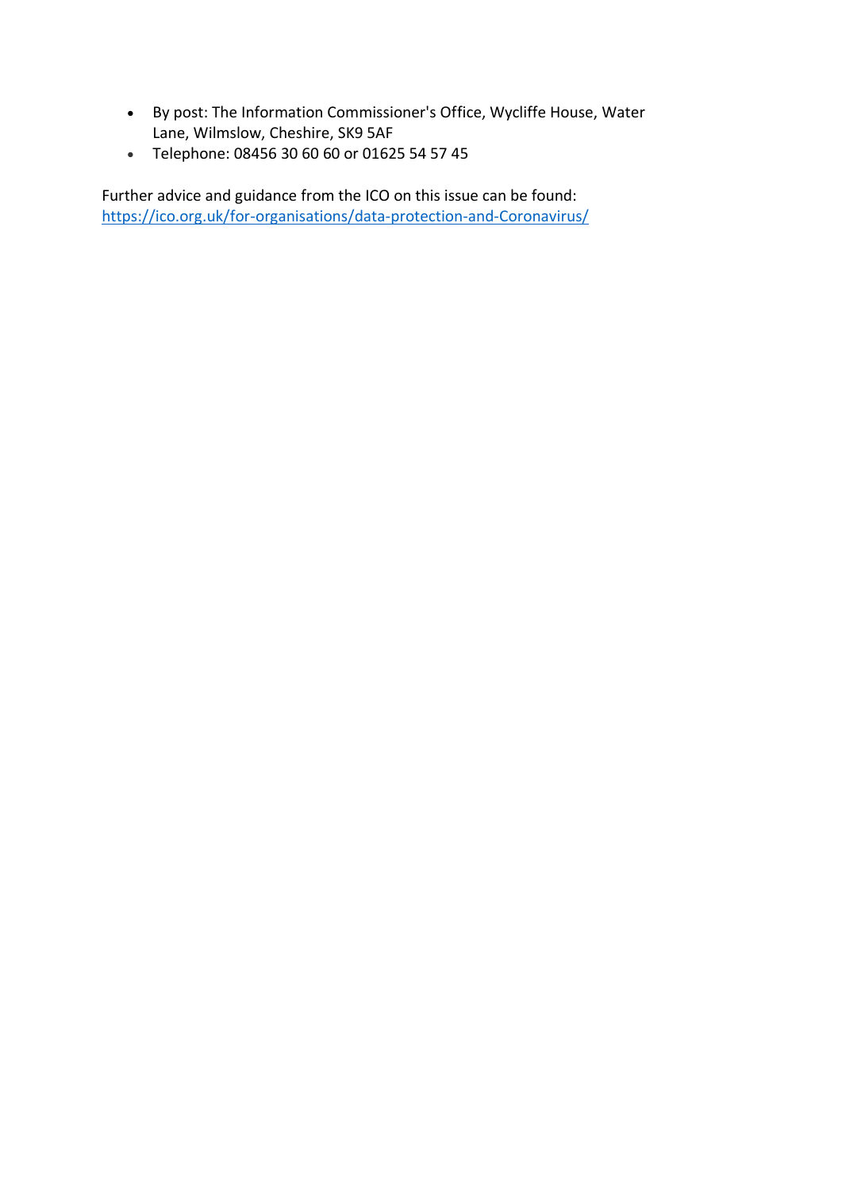- By post: The Information Commissioner's Office, Wycliffe House, Water Lane, Wilmslow, Cheshire, SK9 5AF
- Telephone: 08456 30 60 60 or 01625 54 57 45

Further advice and guidance from the ICO on this issue can be found: https://ico.org.uk/for-organisations/data-protection-and-Coronavirus/